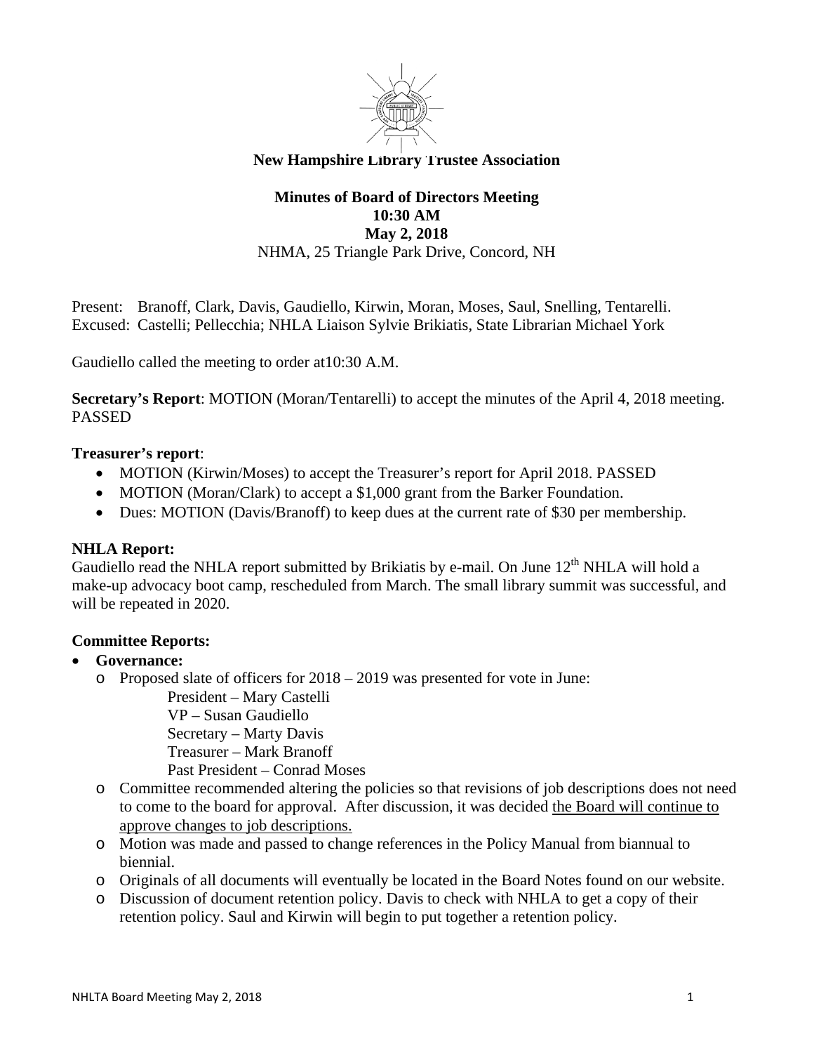**New Hampshire Library Trustee Association**

**Minutes of Board of Directors Meeting**
**10:30 AM**
**May 2, 2018**
NHMA, 25 Triangle Park Drive, Concord, NH

Present: Branoff, Clark, Davis, Gaudiello, Kirwin, Moran, Moses, Saul, Snelling, Tentarelli.
Excused: Castelli; Pellecchia; NHLA Liaison Sylvie Brikiatis, State Librarian Michael York

Gaudiello called the meeting to order at10:30 A.M.

**Secretary's Report**: MOTION (Moran/Tentarelli) to accept the minutes of the April 4, 2018 meeting. PASSED

**Treasurer's report**:

- MOTION (Kirwin/Moses) to accept the Treasurer's report for April 2018. PASSED
- MOTION (Moran/Clark) to accept a $1,000 grant from the Barker Foundation.
- Dues: MOTION (Davis/Branoff) to keep dues at the current rate of $30 per membership.

**NHLA Report:**
Gaudiello read the NHLA report submitted by Brikiatis by e-mail. On June 12th NHLA will hold a make-up advocacy boot camp, rescheduled from March. The small library summit was successful, and will be repeated in 2020.

**Committee Reports:**

- **Governance:**
  - Proposed slate of officers for 2018 – 2019 was presented for vote in June:
    - President – Mary Castelli
    - VP – Susan Gaudiello
    - Secretary – Marty Davis
    - Treasurer – Mark Branoff
    - Past President – Conrad Moses
  - Committee recommended altering the policies so that revisions of job descriptions does not need to come to the board for approval. After discussion, it was decided <u>the Board will continue to approve changes to job descriptions.</u>
  - Motion was made and passed to change references in the Policy Manual from biannual to biennial.
  - Originals of all documents will eventually be located in the Board Notes found on our website.
  - Discussion of document retention policy. Davis to check with NHLA to get a copy of their retention policy. Saul and Kirwin will begin to put together a retention policy.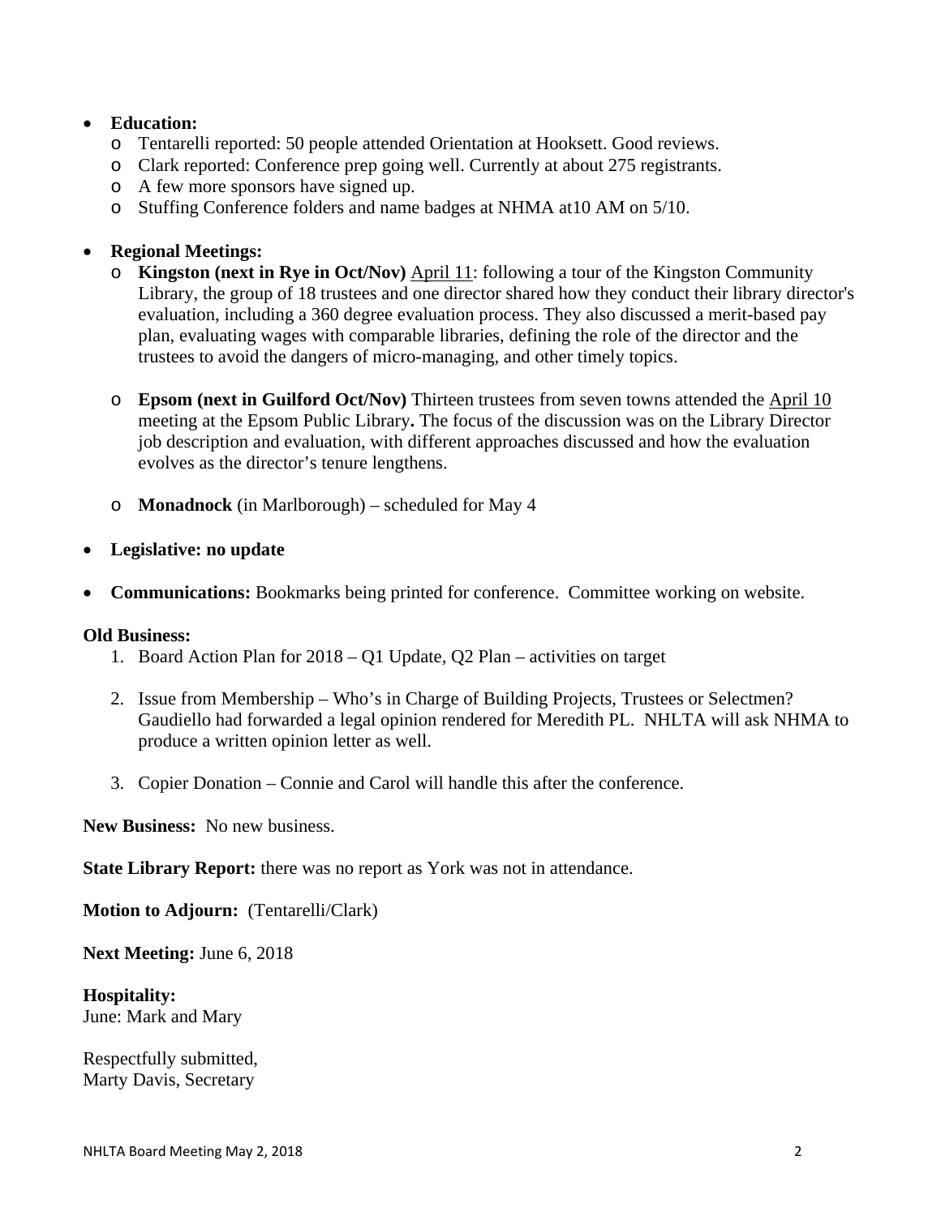- **Education:**
  - Tentarelli reported: 50 people attended Orientation at Hooksett. Good reviews.
  - Clark reported: Conference prep going well. Currently at about 275 registrants.
  - A few more sponsors have signed up.
  - Stuffing Conference folders and name badges at NHMA at10 AM on 5/10.

- **Regional Meetings:**
  - **Kingston (next in Rye in Oct/Nov)** April 11: following a tour of the Kingston Community Library, the group of 18 trustees and one director shared how they conduct their library director's evaluation, including a 360 degree evaluation process. They also discussed a merit-based pay plan, evaluating wages with comparable libraries, defining the role of the director and the trustees to avoid the dangers of micro-managing, and other timely topics.

  - **Epsom (next in Guilford Oct/Nov)** Thirteen trustees from seven towns attended the April 10 meeting at the Epsom Public Library**.** The focus of the discussion was on the Library Director job description and evaluation, with different approaches discussed and how the evaluation evolves as the director's tenure lengthens.

  - **Monadnock** (in Marlborough) – scheduled for May 4

- **Legislative: no update**

- **Communications:** Bookmarks being printed for conference. Committee working on website.

**Old Business:**

1. Board Action Plan for 2018 – Q1 Update, Q2 Plan – activities on target

2. Issue from Membership – Who's in Charge of Building Projects, Trustees or Selectmen? Gaudiello had forwarded a legal opinion rendered for Meredith PL. NHLTA will ask NHMA to produce a written opinion letter as well.

3. Copier Donation – Connie and Carol will handle this after the conference.

**New Business:** No new business.

**State Library Report:** there was no report as York was not in attendance.

**Motion to Adjourn:** (Tentarelli/Clark)

**Next Meeting:** June 6, 2018

**Hospitality:**
June: Mark and Mary

Respectfully submitted,
Marty Davis, Secretary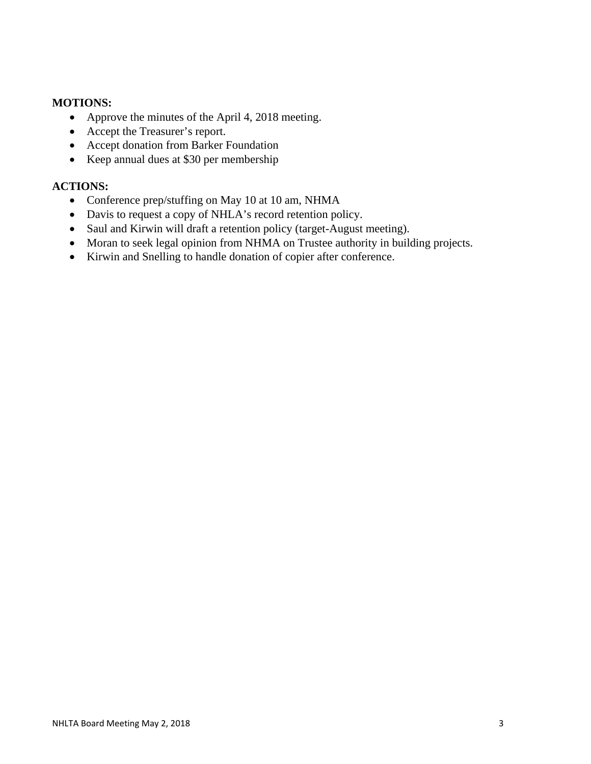**MOTIONS:**

- Approve the minutes of the April 4, 2018 meeting.
- Accept the Treasurer's report.
- Accept donation from Barker Foundation
- Keep annual dues at $30 per membership

**ACTIONS:**

- Conference prep/stuffing on May 10 at 10 am, NHMA
- Davis to request a copy of NHLA's record retention policy.
- Saul and Kirwin will draft a retention policy (target-August meeting).
- Moran to seek legal opinion from NHMA on Trustee authority in building projects.
- Kirwin and Snelling to handle donation of copier after conference.